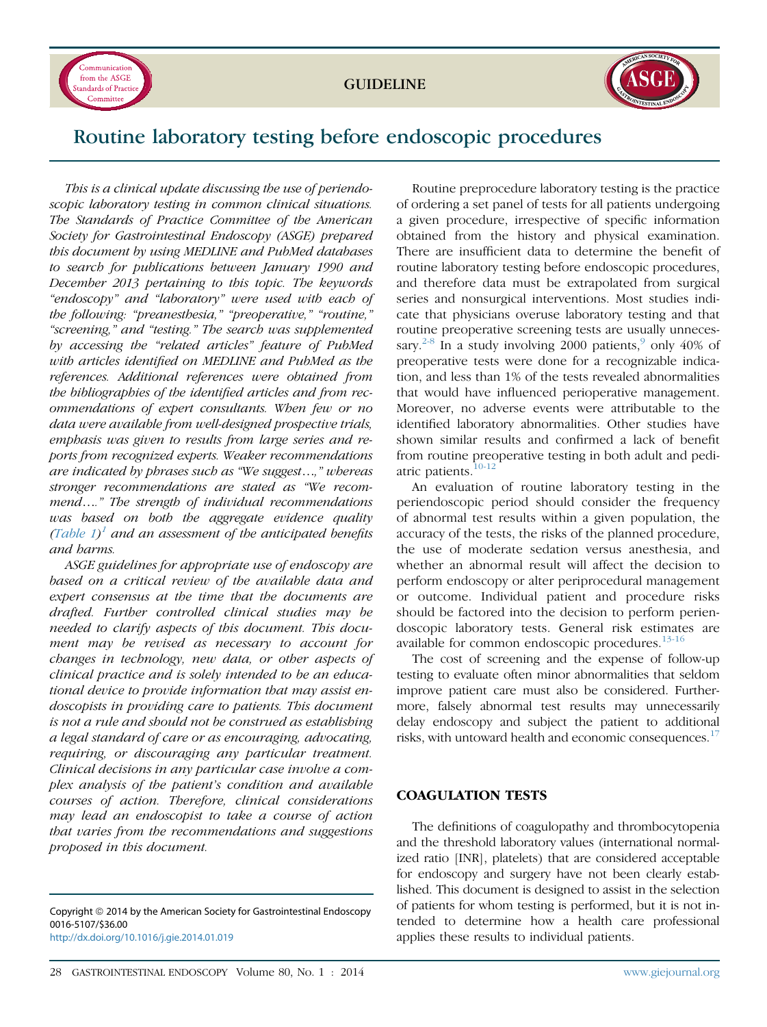GUIDELINE

# Routine laboratory testing before endoscopic procedures

*This is a clinical update discussing the use of periendoscopic laboratory testing in common clinical situations. The Standards of Practice Committee of the American Society for Gastrointestinal Endoscopy (ASGE) prepared this document by using MEDLINE and PubMed databases to search for publications between January 1990 and December 2013 pertaining to this topic. The keywords "endoscopy" and "laboratory" were used with each of the following: "preanesthesia," "preoperative," "routine," "screening," and "testing." The search was supplemented by accessing the "related articles" feature of PubMed with articles identified on MEDLINE and PubMed as the references. Additional references were obtained from the bibliographies of the identified articles and from recommendations of expert consultants. When few or no data were available from well-designed prospective trials, emphasis was given to results from large series and reports from recognized experts. Weaker recommendations are indicated by phrases such as "We suggest…," whereas stronger recommendations are stated as "We recommend…." The strength of individual recommendations was based on both the aggregate evidence quality (Table 1)[1] and an assessment of the anticipated benefits and harms.*

*ASGE guidelines for appropriate use of endoscopy are based on a critical review of the available data and expert consensus at the time that the documents are drafted. Further controlled clinical studies may be needed to clarify aspects of this document. This document may be revised as necessary to account for changes in technology, new data, or other aspects of clinical practice and is solely intended to be an educational device to provide information that may assist endoscopists in providing care to patients. This document is not a rule and should not be construed as establishing a legal standard of care or as encouraging, advocating, requiring, or discouraging any particular treatment. Clinical decisions in any particular case involve a complex analysis of the patient's condition and available courses of action. Therefore, clinical considerations may lead an endoscopist to take a course of action that varies from the recommendations and suggestions proposed in this document.*

Copyright © 2014 by the American Society for Gastrointestinal Endoscopy
0016-5107/$36.00
http://dx.doi.org/10.1016/j.gie.2014.01.019

Routine preprocedure laboratory testing is the practice of ordering a set panel of tests for all patients undergoing a given procedure, irrespective of specific information obtained from the history and physical examination. There are insufficient data to determine the benefit of routine laboratory testing before endoscopic procedures, and therefore data must be extrapolated from surgical series and nonsurgical interventions. Most studies indicate that physicians overuse laboratory testing and that routine preoperative screening tests are usually unnecessary.[2-8] In a study involving 2000 patients,[9] only 40% of preoperative tests were done for a recognizable indication, and less than 1% of the tests revealed abnormalities that would have influenced perioperative management. Moreover, no adverse events were attributable to the identified laboratory abnormalities. Other studies have shown similar results and confirmed a lack of benefit from routine preoperative testing in both adult and pediatric patients.[10-12]

An evaluation of routine laboratory testing in the periendoscopic period should consider the frequency of abnormal test results within a given population, the accuracy of the tests, the risks of the planned procedure, the use of moderate sedation versus anesthesia, and whether an abnormal result will affect the decision to perform endoscopy or alter periprocedural management or outcome. Individual patient and procedure risks should be factored into the decision to perform periendoscopic laboratory tests. General risk estimates are available for common endoscopic procedures.[13-16]

The cost of screening and the expense of follow-up testing to evaluate often minor abnormalities that seldom improve patient care must also be considered. Furthermore, falsely abnormal test results may unnecessarily delay endoscopy and subject the patient to additional risks, with untoward health and economic consequences.[17]

## COAGULATION TESTS

The definitions of coagulopathy and thrombocytopenia and the threshold laboratory values (international normalized ratio [INR], platelets) that are considered acceptable for endoscopy and surgery have not been clearly established. This document is designed to assist in the selection of patients for whom testing is performed, but it is not intended to determine how a health care professional applies these results to individual patients.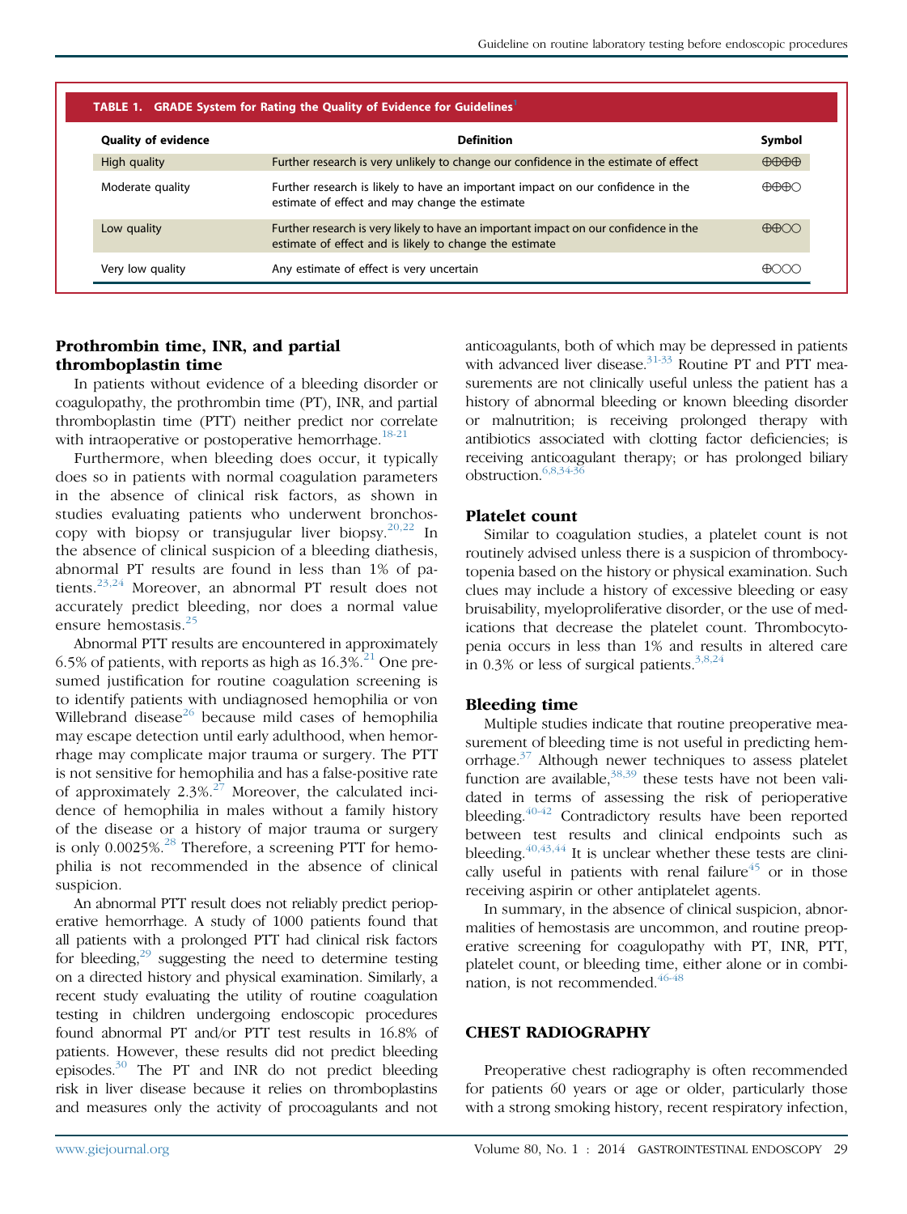**TABLE 1. GRADE System for Rating the Quality of Evidence for Guidelines[1]**

| Quality of evidence | Definition | Symbol |
|---|---|---|
| High quality | Further research is very unlikely to change our confidence in the estimate of effect | ⊕⊕⊕⊕ |
| Moderate quality | Further research is likely to have an important impact on our confidence in the estimate of effect and may change the estimate | ⊕⊕⊕○ |
| Low quality | Further research is very likely to have an important impact on our confidence in the estimate of effect and is likely to change the estimate | ⊕⊕○○ |
| Very low quality | Any estimate of effect is very uncertain | ⊕○○○ |

### Prothrombin time, INR, and partial thromboplastin time

In patients without evidence of a bleeding disorder or coagulopathy, the prothrombin time (PT), INR, and partial thromboplastin time (PTT) neither predict nor correlate with intraoperative or postoperative hemorrhage.[18-21]

Furthermore, when bleeding does occur, it typically does so in patients with normal coagulation parameters in the absence of clinical risk factors, as shown in studies evaluating patients who underwent bronchoscopy with biopsy or transjugular liver biopsy.[20,22] In the absence of clinical suspicion of a bleeding diathesis, abnormal PT results are found in less than 1% of patients.[23,24] Moreover, an abnormal PT result does not accurately predict bleeding, nor does a normal value ensure hemostasis.[25]

Abnormal PTT results are encountered in approximately 6.5% of patients, with reports as high as 16.3%.[21] One presumed justification for routine coagulation screening is to identify patients with undiagnosed hemophilia or von Willebrand disease[26] because mild cases of hemophilia may escape detection until early adulthood, when hemorrhage may complicate major trauma or surgery. The PTT is not sensitive for hemophilia and has a false-positive rate of approximately 2.3%.[27] Moreover, the calculated incidence of hemophilia in males without a family history of the disease or a history of major trauma or surgery is only 0.0025%.[28] Therefore, a screening PTT for hemophilia is not recommended in the absence of clinical suspicion.

An abnormal PTT result does not reliably predict perioperative hemorrhage. A study of 1000 patients found that all patients with a prolonged PTT had clinical risk factors for bleeding,[29] suggesting the need to determine testing on a directed history and physical examination. Similarly, a recent study evaluating the utility of routine coagulation testing in children undergoing endoscopic procedures found abnormal PT and/or PTT test results in 16.8% of patients. However, these results did not predict bleeding episodes.[30] The PT and INR do not predict bleeding risk in liver disease because it relies on thromboplastins and measures only the activity of procoagulants and not anticoagulants, both of which may be depressed in patients with advanced liver disease.[31-33] Routine PT and PTT measurements are not clinically useful unless the patient has a history of abnormal bleeding or known bleeding disorder or malnutrition; is receiving prolonged therapy with antibiotics associated with clotting factor deficiencies; is receiving anticoagulant therapy; or has prolonged biliary obstruction.[6,8,34-36]

### Platelet count

Similar to coagulation studies, a platelet count is not routinely advised unless there is a suspicion of thrombocytopenia based on the history or physical examination. Such clues may include a history of excessive bleeding or easy bruisability, myeloproliferative disorder, or the use of medications that decrease the platelet count. Thrombocytopenia occurs in less than 1% and results in altered care in 0.3% or less of surgical patients.[3,8,24]

### Bleeding time

Multiple studies indicate that routine preoperative measurement of bleeding time is not useful in predicting hemorrhage.[37] Although newer techniques to assess platelet function are available,[38,39] these tests have not been validated in terms of assessing the risk of perioperative bleeding.[40-42] Contradictory results have been reported between test results and clinical endpoints such as bleeding.[40,43,44] It is unclear whether these tests are clinically useful in patients with renal failure[45] or in those receiving aspirin or other antiplatelet agents.

In summary, in the absence of clinical suspicion, abnormalities of hemostasis are uncommon, and routine preoperative screening for coagulopathy with PT, INR, PTT, platelet count, or bleeding time, either alone or in combination, is not recommended.[46-48]

## CHEST RADIOGRAPHY

Preoperative chest radiography is often recommended for patients 60 years or age or older, particularly those with a strong smoking history, recent respiratory infection,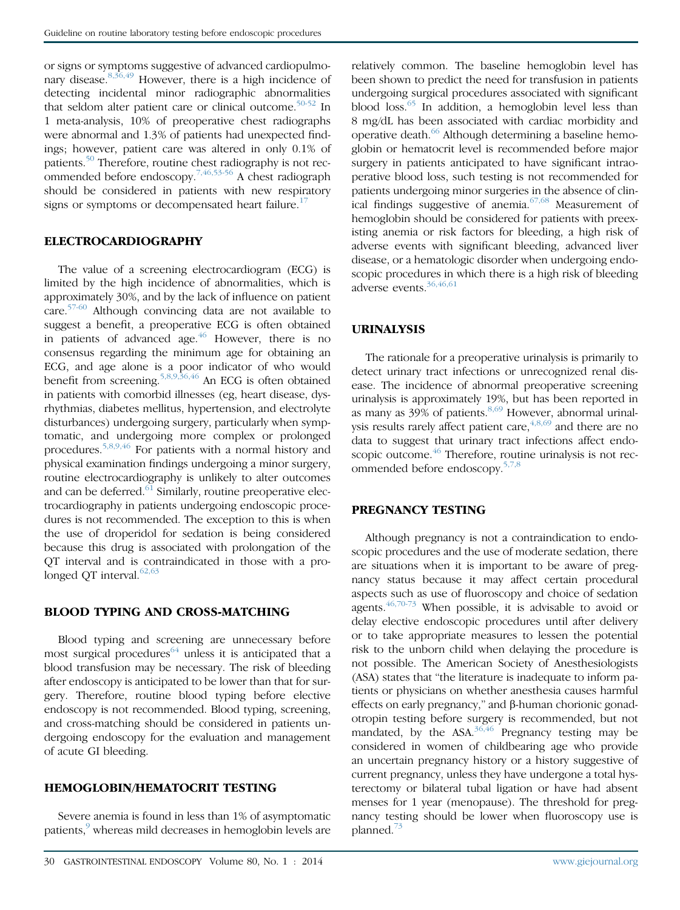or signs or symptoms suggestive of advanced cardiopulmonary disease.[8,36,49] However, there is a high incidence of detecting incidental minor radiographic abnormalities that seldom alter patient care or clinical outcome.[50-52] In 1 meta-analysis, 10% of preoperative chest radiographs were abnormal and 1.3% of patients had unexpected findings; however, patient care was altered in only 0.1% of patients.[50] Therefore, routine chest radiography is not recommended before endoscopy.[7,46,53-56] A chest radiograph should be considered in patients with new respiratory signs or symptoms or decompensated heart failure.[17]

## ELECTROCARDIOGRAPHY

The value of a screening electrocardiogram (ECG) is limited by the high incidence of abnormalities, which is approximately 30%, and by the lack of influence on patient care.[57-60] Although convincing data are not available to suggest a benefit, a preoperative ECG is often obtained in patients of advanced age.[46] However, there is no consensus regarding the minimum age for obtaining an ECG, and age alone is a poor indicator of who would benefit from screening.[5,8,9,36,46] An ECG is often obtained in patients with comorbid illnesses (eg, heart disease, dysrhythmias, diabetes mellitus, hypertension, and electrolyte disturbances) undergoing surgery, particularly when symptomatic, and undergoing more complex or prolonged procedures.[5,8,9,46] For patients with a normal history and physical examination findings undergoing a minor surgery, routine electrocardiography is unlikely to alter outcomes and can be deferred.[61] Similarly, routine preoperative electrocardiography in patients undergoing endoscopic procedures is not recommended. The exception to this is when the use of droperidol for sedation is being considered because this drug is associated with prolongation of the QT interval and is contraindicated in those with a prolonged QT interval.[62,63]

## BLOOD TYPING AND CROSS-MATCHING

Blood typing and screening are unnecessary before most surgical procedures[64] unless it is anticipated that a blood transfusion may be necessary. The risk of bleeding after endoscopy is anticipated to be lower than that for surgery. Therefore, routine blood typing before elective endoscopy is not recommended. Blood typing, screening, and cross-matching should be considered in patients undergoing endoscopy for the evaluation and management of acute GI bleeding.

## HEMOGLOBIN/HEMATOCRIT TESTING

Severe anemia is found in less than 1% of asymptomatic patients,[9] whereas mild decreases in hemoglobin levels are relatively common. The baseline hemoglobin level has been shown to predict the need for transfusion in patients undergoing surgical procedures associated with significant blood loss.[65] In addition, a hemoglobin level less than 8 mg/dL has been associated with cardiac morbidity and operative death.[66] Although determining a baseline hemoglobin or hematocrit level is recommended before major surgery in patients anticipated to have significant intraoperative blood loss, such testing is not recommended for patients undergoing minor surgeries in the absence of clinical findings suggestive of anemia.[67,68] Measurement of hemoglobin should be considered for patients with preexisting anemia or risk factors for bleeding, a high risk of adverse events with significant bleeding, advanced liver disease, or a hematologic disorder when undergoing endoscopic procedures in which there is a high risk of bleeding adverse events.[36,46,61]

## URINALYSIS

The rationale for a preoperative urinalysis is primarily to detect urinary tract infections or unrecognized renal disease. The incidence of abnormal preoperative screening urinalysis is approximately 19%, but has been reported in as many as 39% of patients.[8,69] However, abnormal urinalysis results rarely affect patient care,[4,8,69] and there are no data to suggest that urinary tract infections affect endoscopic outcome.[46] Therefore, routine urinalysis is not recommended before endoscopy.[5,7,8]

## PREGNANCY TESTING

Although pregnancy is not a contraindication to endoscopic procedures and the use of moderate sedation, there are situations when it is important to be aware of pregnancy status because it may affect certain procedural aspects such as use of fluoroscopy and choice of sedation agents.[46,70-73] When possible, it is advisable to avoid or delay elective endoscopic procedures until after delivery or to take appropriate measures to lessen the potential risk to the unborn child when delaying the procedure is not possible. The American Society of Anesthesiologists (ASA) states that "the literature is inadequate to inform patients or physicians on whether anesthesia causes harmful effects on early pregnancy," and β-human chorionic gonadotropin testing before surgery is recommended, but not mandated, by the ASA.[36,46] Pregnancy testing may be considered in women of childbearing age who provide an uncertain pregnancy history or a history suggestive of current pregnancy, unless they have undergone a total hysterectomy or bilateral tubal ligation or have had absent menses for 1 year (menopause). The threshold for pregnancy testing should be lower when fluoroscopy use is planned.[73]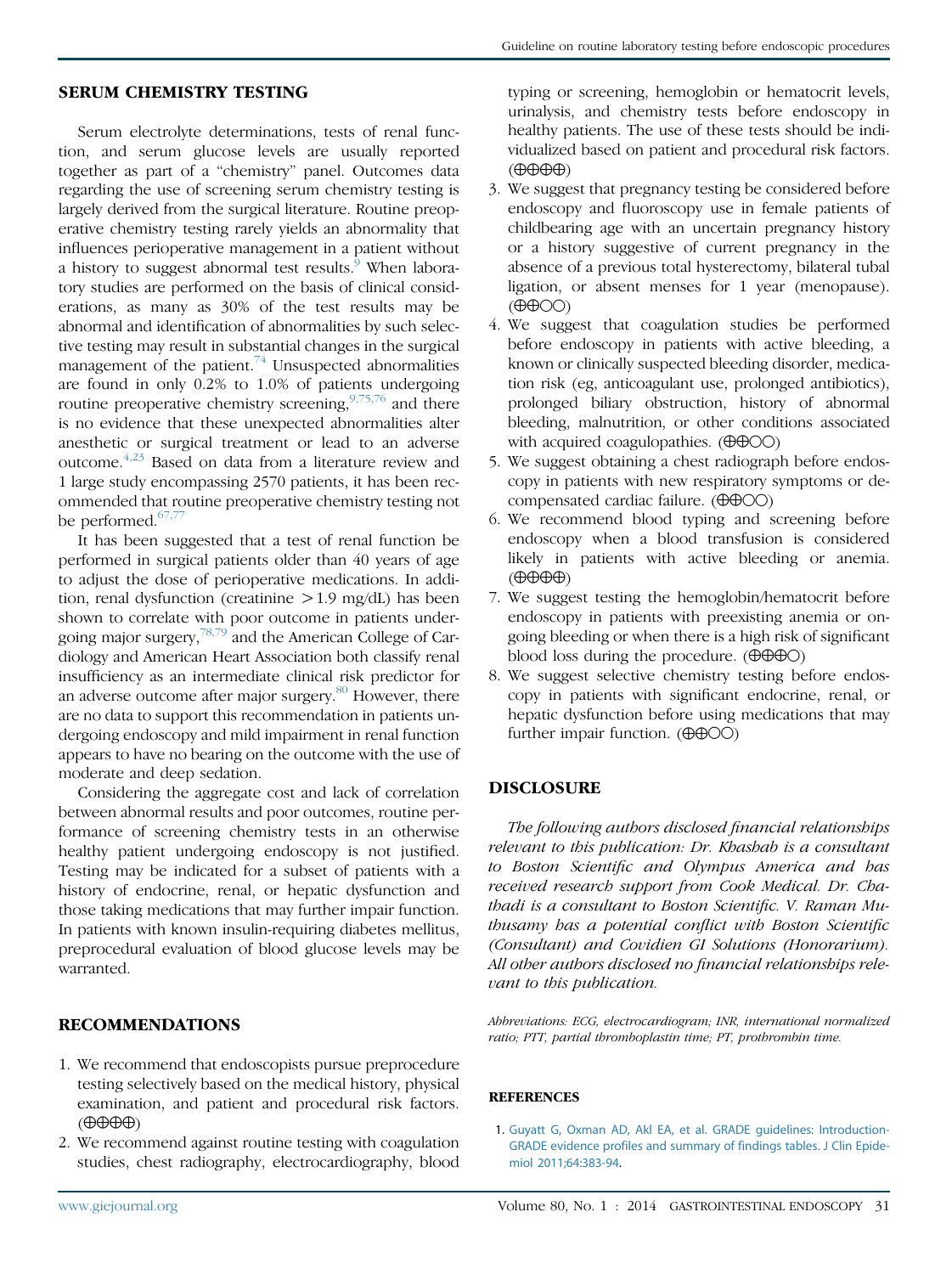## SERUM CHEMISTRY TESTING

Serum electrolyte determinations, tests of renal function, and serum glucose levels are usually reported together as part of a "chemistry" panel. Outcomes data regarding the use of screening serum chemistry testing is largely derived from the surgical literature. Routine preoperative chemistry testing rarely yields an abnormality that influences perioperative management in a patient without a history to suggest abnormal test results.[9] When laboratory studies are performed on the basis of clinical considerations, as many as 30% of the test results may be abnormal and identification of abnormalities by such selective testing may result in substantial changes in the surgical management of the patient.[74] Unsuspected abnormalities are found in only 0.2% to 1.0% of patients undergoing routine preoperative chemistry screening,[9,75,76] and there is no evidence that these unexpected abnormalities alter anesthetic or surgical treatment or lead to an adverse outcome.[4,23] Based on data from a literature review and 1 large study encompassing 2570 patients, it has been recommended that routine preoperative chemistry testing not be performed.[67,77]

It has been suggested that a test of renal function be performed in surgical patients older than 40 years of age to adjust the dose of perioperative medications. In addition, renal dysfunction (creatinine $>1.9$ mg/dL) has been shown to correlate with poor outcome in patients undergoing major surgery,[78,79] and the American College of Cardiology and American Heart Association both classify renal insufficiency as an intermediate clinical risk predictor for an adverse outcome after major surgery.[80] However, there are no data to support this recommendation in patients undergoing endoscopy and mild impairment in renal function appears to have no bearing on the outcome with the use of moderate and deep sedation.

Considering the aggregate cost and lack of correlation between abnormal results and poor outcomes, routine performance of screening chemistry tests in an otherwise healthy patient undergoing endoscopy is not justified. Testing may be indicated for a subset of patients with a history of endocrine, renal, or hepatic dysfunction and those taking medications that may further impair function. In patients with known insulin-requiring diabetes mellitus, preprocedural evaluation of blood glucose levels may be warranted.

## RECOMMENDATIONS

1. We recommend that endoscopists pursue preprocedure testing selectively based on the medical history, physical examination, and patient and procedural risk factors. (⊕⊕⊕⊕)
2. We recommend against routine testing with coagulation studies, chest radiography, electrocardiography, blood typing or screening, hemoglobin or hematocrit levels, urinalysis, and chemistry tests before endoscopy in healthy patients. The use of these tests should be individualized based on patient and procedural risk factors. (⊕⊕⊕⊕)
3. We suggest that pregnancy testing be considered before endoscopy and fluoroscopy use in female patients of childbearing age with an uncertain pregnancy history or a history suggestive of current pregnancy in the absence of a previous total hysterectomy, bilateral tubal ligation, or absent menses for 1 year (menopause). (⊕⊕○○)
4. We suggest that coagulation studies be performed before endoscopy in patients with active bleeding, a known or clinically suspected bleeding disorder, medication risk (eg, anticoagulant use, prolonged antibiotics), prolonged biliary obstruction, history of abnormal bleeding, malnutrition, or other conditions associated with acquired coagulopathies. (⊕⊕○○)
5. We suggest obtaining a chest radiograph before endoscopy in patients with new respiratory symptoms or decompensated cardiac failure. (⊕⊕○○)
6. We recommend blood typing and screening before endoscopy when a blood transfusion is considered likely in patients with active bleeding or anemia. (⊕⊕⊕⊕)
7. We suggest testing the hemoglobin/hematocrit before endoscopy in patients with preexisting anemia or ongoing bleeding or when there is a high risk of significant blood loss during the procedure. (⊕⊕⊕○)
8. We suggest selective chemistry testing before endoscopy in patients with significant endocrine, renal, or hepatic dysfunction before using medications that may further impair function. (⊕⊕○○)

## DISCLOSURE

*The following authors disclosed financial relationships relevant to this publication: Dr. Khashab is a consultant to Boston Scientific and Olympus America and has received research support from Cook Medical. Dr. Chathadi is a consultant to Boston Scientific. V. Raman Muthusamy has a potential conflict with Boston Scientific (Consultant) and Covidien GI Solutions (Honorarium). All other authors disclosed no financial relationships relevant to this publication.*

*Abbreviations: ECG, electrocardiogram; INR, international normalized ratio; PTT, partial thromboplastin time; PT, prothrombin time.*

## REFERENCES

1. Guyatt G, Oxman AD, Akl EA, et al. GRADE guidelines: Introduction-GRADE evidence profiles and summary of findings tables. J Clin Epidemiol 2011;64:383-94.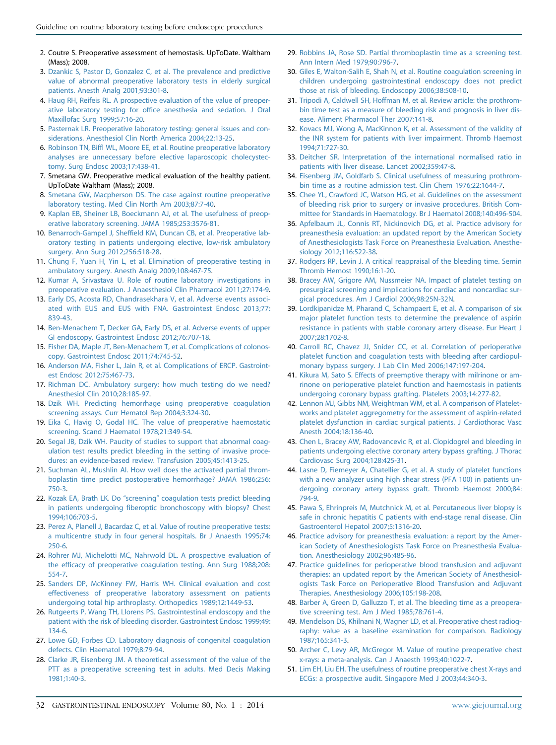2. Coutre S. Preoperative assessment of hemostasis. UpToDate. Waltham (Mass); 2008.
3. Dzankic S, Pastor D, Gonzalez C, et al. The prevalence and predictive value of abnormal preoperative laboratory tests in elderly surgical patients. Anesth Analg 2001;93:301-8.
4. Haug RH, Reifeis RL. A prospective evaluation of the value of preoperative laboratory testing for office anesthesia and sedation. J Oral Maxillofac Surg 1999;57:16-20.
5. Pasternak LR. Preoperative laboratory testing: general issues and considerations. Anesthesiol Clin North America 2004;22:13-25.
6. Robinson TN, Biffl WL, Moore EE, et al. Routine preoperative laboratory analyses are unnecessary before elective laparoscopic cholecystectomy. Surg Endosc 2003;17:438-41.
7. Smetana GW. Preoperative medical evaluation of the healthy patient. UpToDate Waltham (Mass); 2008.
8. Smetana GW, Macpherson DS. The case against routine preoperative laboratory testing. Med Clin North Am 2003;87:7-40.
9. Kaplan EB, Sheiner LB, Boeckmann AJ, et al. The usefulness of preoperative laboratory screening. JAMA 1985;253:3576-81.
10. Benarroch-Gampel J, Sheffield KM, Duncan CB, et al. Preoperative laboratory testing in patients undergoing elective, low-risk ambulatory surgery. Ann Surg 2012;256:518-28.
11. Chung F, Yuan H, Yin L, et al. Elimination of preoperative testing in ambulatory surgery. Anesth Analg 2009;108:467-75.
12. Kumar A, Srivastava U. Role of routine laboratory investigations in preoperative evaluation. J Anaesthesiol Clin Pharmacol 2011;27:174-9.
13. Early DS, Acosta RD, Chandrasekhara V, et al. Adverse events associated with EUS and EUS with FNA. Gastrointest Endosc 2013;77:839-43.
14. Ben-Menachem T, Decker GA, Early DS, et al. Adverse events of upper GI endoscopy. Gastrointest Endosc 2012;76:707-18.
15. Fisher DA, Maple JT, Ben-Menachem T, et al. Complications of colonoscopy. Gastrointest Endosc 2011;74:745-52.
16. Anderson MA, Fisher L, Jain R, et al. Complications of ERCP. Gastrointest Endosc 2012;75:467-73.
17. Richman DC. Ambulatory surgery: how much testing do we need? Anesthesiol Clin 2010;28:185-97.
18. Dzik WH. Predicting hemorrhage using preoperative coagulation screening assays. Curr Hematol Rep 2004;3:324-30.
19. Eika C, Havig O, Godal HC. The value of preoperative haemostatic screening. Scand J Haematol 1978;21:349-54.
20. Segal JB, Dzik WH. Paucity of studies to support that abnormal coagulation test results predict bleeding in the setting of invasive procedures: an evidence-based review. Transfusion 2005;45:1413-25.
21. Suchman AL, Mushlin AI. How well does the activated partial thromboplastin time predict postoperative hemorrhage? JAMA 1986;256:750-3.
22. Kozak EA, Brath LK. Do "screening" coagulation tests predict bleeding in patients undergoing fiberoptic bronchoscopy with biopsy? Chest 1994;106:703-5.
23. Perez A, Planell J, Bacardaz C, et al. Value of routine preoperative tests: a multicentre study in four general hospitals. Br J Anaesth 1995;74:250-6.
24. Rohrer MJ, Michelotti MC, Nahrwold DL. A prospective evaluation of the efficacy of preoperative coagulation testing. Ann Surg 1988;208:554-7.
25. Sanders DP, McKinney FW, Harris WH. Clinical evaluation and cost effectiveness of preoperative laboratory assessment on patients undergoing total hip arthroplasty. Orthopedics 1989;12:1449-53.
26. Rutgeerts P, Wang TH, Llorens PS. Gastrointestinal endoscopy and the patient with the risk of bleeding disorder. Gastrointest Endosc 1999;49:134-6.
27. Lowe GD, Forbes CD. Laboratory diagnosis of congenital coagulation defects. Clin Haematol 1979;8:79-94.
28. Clarke JR, Eisenberg JM. A theoretical assessment of the value of the PTT as a preoperative screening test in adults. Med Decis Making 1981;1:40-3.
29. Robbins JA, Rose SD. Partial thromboplastin time as a screening test. Ann Intern Med 1979;90:796-7.
30. Giles E, Walton-Salih E, Shah N, et al. Routine coagulation screening in children undergoing gastrointestinal endoscopy does not predict those at risk of bleeding. Endoscopy 2006;38:508-10.
31. Tripodi A, Caldwell SH, Hoffman M, et al. Review article: the prothrombin time test as a measure of bleeding risk and prognosis in liver disease. Aliment Pharmacol Ther 2007:141-8.
32. Kovacs MJ, Wong A, MacKinnon K, et al. Assessment of the validity of the INR system for patients with liver impairment. Thromb Haemost 1994;71:727-30.
33. Deitcher SR. Interpretation of the international normalised ratio in patients with liver disease. Lancet 2002;359:47-8.
34. Eisenberg JM, Goldfarb S. Clinical usefulness of measuring prothrombin time as a routine admission test. Clin Chem 1976;22:1644-7.
35. Chee YL, Crawford JC, Watson HG, et al. Guidelines on the assessment of bleeding risk prior to surgery or invasive procedures. British Committee for Standards in Haematology. Br J Haematol 2008;140:496-504.
36. Apfelbaum JL, Connis RT, Nickinovich DG, et al. Practice advisory for preanesthesia evaluation: an updated report by the American Society of Anesthesiologists Task Force on Preanesthesia Evaluation. Anesthesiology 2012;116:522-38.
37. Rodgers RP, Levin J. A critical reappraisal of the bleeding time. Semin Thromb Hemost 1990;16:1-20.
38. Bracey AW, Grigore AM, Nussmeier NA. Impact of platelet testing on presurgical screening and implications for cardiac and noncardiac surgical procedures. Am J Cardiol 2006;98:25N-32N.
39. Lordkipanidze M, Pharand C, Schampaert E, et al. A comparison of six major platelet function tests to determine the prevalence of aspirin resistance in patients with stable coronary artery disease. Eur Heart J 2007;28:1702-8.
40. Carroll RC, Chavez JJ, Snider CC, et al. Correlation of perioperative platelet function and coagulation tests with bleeding after cardiopulmonary bypass surgery. J Lab Clin Med 2006;147:197-204.
41. Kikura M, Sato S. Effects of preemptive therapy with milrinone or amrinone on perioperative platelet function and haemostasis in patients undergoing coronary bypass grafting. Platelets 2003;14:277-82.
42. Lennon MJ, Gibbs NM, Weightman WM, et al. A comparison of Plateletworks and platelet aggregometry for the assessment of aspirin-related platelet dysfunction in cardiac surgical patients. J Cardiothorac Vasc Anesth 2004;18:136-40.
43. Chen L, Bracey AW, Radovancevic R, et al. Clopidogrel and bleeding in patients undergoing elective coronary artery bypass grafting. J Thorac Cardiovasc Surg 2004;128:425-31.
44. Lasne D, Fiemeyer A, Chatellier G, et al. A study of platelet functions with a new analyzer using high shear stress (PFA 100) in patients undergoing coronary artery bypass graft. Thromb Haemost 2000;84:794-9.
45. Pawa S, Ehrinpreis M, Mutchnick M, et al. Percutaneous liver biopsy is safe in chronic hepatitis C patients with end-stage renal disease. Clin Gastroenterol Hepatol 2007;5:1316-20.
46. Practice advisory for preanesthesia evaluation: a report by the American Society of Anesthesiologists Task Force on Preanesthesia Evaluation. Anesthesiology 2002;96:485-96.
47. Practice guidelines for perioperative blood transfusion and adjuvant therapies: an updated report by the American Society of Anesthesiologists Task Force on Perioperative Blood Transfusion and Adjuvant Therapies. Anesthesiology 2006;105:198-208.
48. Barber A, Green D, Galluzzo T, et al. The bleeding time as a preoperative screening test. Am J Med 1985;78:761-4.
49. Mendelson DS, Khilnani N, Wagner LD, et al. Preoperative chest radiography: value as a baseline examination for comparison. Radiology 1987;165:341-3.
50. Archer C, Levy AR, McGregor M. Value of routine preoperative chest x-rays: a meta-analysis. Can J Anaesth 1993;40:1022-7.
51. Lim EH, Liu EH. The usefulness of routine preoperative chest X-rays and ECGs: a prospective audit. Singapore Med J 2003;44:340-3.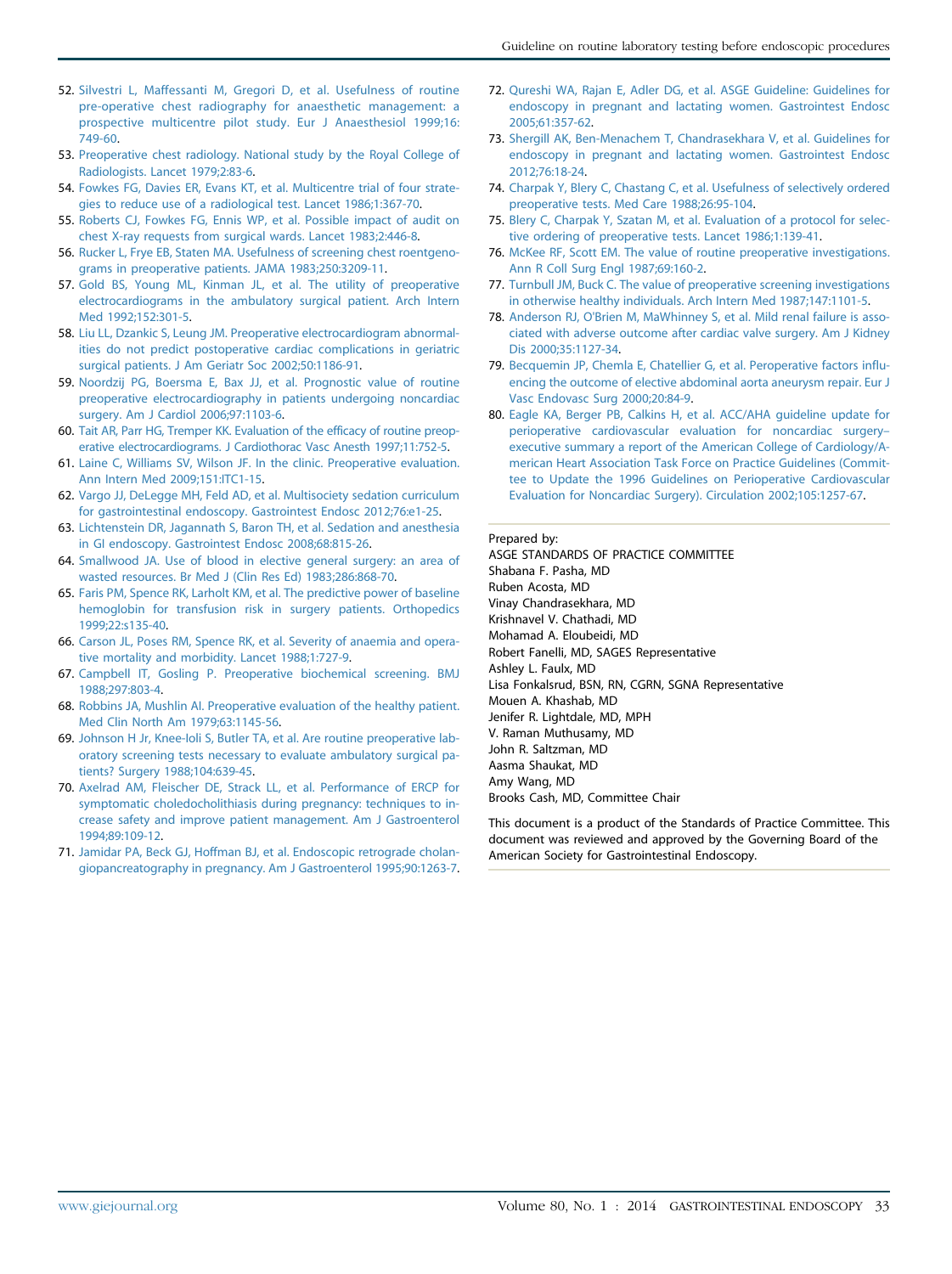52. Silvestri L, Maffessanti M, Gregori D, et al. Usefulness of routine pre-operative chest radiography for anaesthetic management: a prospective multicentre pilot study. Eur J Anaesthesiol 1999;16:749-60.
53. Preoperative chest radiology. National study by the Royal College of Radiologists. Lancet 1979;2:83-6.
54. Fowkes FG, Davies ER, Evans KT, et al. Multicentre trial of four strategies to reduce use of a radiological test. Lancet 1986;1:367-70.
55. Roberts CJ, Fowkes FG, Ennis WP, et al. Possible impact of audit on chest X-ray requests from surgical wards. Lancet 1983;2:446-8.
56. Rucker L, Frye EB, Staten MA. Usefulness of screening chest roentgenograms in preoperative patients. JAMA 1983;250:3209-11.
57. Gold BS, Young ML, Kinman JL, et al. The utility of preoperative electrocardiograms in the ambulatory surgical patient. Arch Intern Med 1992;152:301-5.
58. Liu LL, Dzankic S, Leung JM. Preoperative electrocardiogram abnormalities do not predict postoperative cardiac complications in geriatric surgical patients. J Am Geriatr Soc 2002;50:1186-91.
59. Noordzij PG, Boersma E, Bax JJ, et al. Prognostic value of routine preoperative electrocardiography in patients undergoing noncardiac surgery. Am J Cardiol 2006;97:1103-6.
60. Tait AR, Parr HG, Tremper KK. Evaluation of the efficacy of routine preoperative electrocardiograms. J Cardiothorac Vasc Anesth 1997;11:752-5.
61. Laine C, Williams SV, Wilson JF. In the clinic. Preoperative evaluation. Ann Intern Med 2009;151:ITC1-15.
62. Vargo JJ, DeLegge MH, Feld AD, et al. Multisociety sedation curriculum for gastrointestinal endoscopy. Gastrointest Endosc 2012;76:e1-25.
63. Lichtenstein DR, Jagannath S, Baron TH, et al. Sedation and anesthesia in GI endoscopy. Gastrointest Endosc 2008;68:815-26.
64. Smallwood JA. Use of blood in elective general surgery: an area of wasted resources. Br Med J (Clin Res Ed) 1983;286:868-70.
65. Faris PM, Spence RK, Larholt KM, et al. The predictive power of baseline hemoglobin for transfusion risk in surgery patients. Orthopedics 1999;22:s135-40.
66. Carson JL, Poses RM, Spence RK, et al. Severity of anaemia and operative mortality and morbidity. Lancet 1988;1:727-9.
67. Campbell IT, Gosling P. Preoperative biochemical screening. BMJ 1988;297:803-4.
68. Robbins JA, Mushlin AI. Preoperative evaluation of the healthy patient. Med Clin North Am 1979;63:1145-56.
69. Johnson H Jr, Knee-Ioli S, Butler TA, et al. Are routine preoperative laboratory screening tests necessary to evaluate ambulatory surgical patients? Surgery 1988;104:639-45.
70. Axelrad AM, Fleischer DE, Strack LL, et al. Performance of ERCP for symptomatic choledocholithiasis during pregnancy: techniques to increase safety and improve patient management. Am J Gastroenterol 1994;89:109-12.
71. Jamidar PA, Beck GJ, Hoffman BJ, et al. Endoscopic retrograde cholangiopancreatography in pregnancy. Am J Gastroenterol 1995;90:1263-7.
72. Qureshi WA, Rajan E, Adler DG, et al. ASGE Guideline: Guidelines for endoscopy in pregnant and lactating women. Gastrointest Endosc 2005;61:357-62.
73. Shergill AK, Ben-Menachem T, Chandrasekhara V, et al. Guidelines for endoscopy in pregnant and lactating women. Gastrointest Endosc 2012;76:18-24.
74. Charpak Y, Blery C, Chastang C, et al. Usefulness of selectively ordered preoperative tests. Med Care 1988;26:95-104.
75. Blery C, Charpak Y, Szatan M, et al. Evaluation of a protocol for selective ordering of preoperative tests. Lancet 1986;1:139-41.
76. McKee RF, Scott EM. The value of routine preoperative investigations. Ann R Coll Surg Engl 1987;69:160-2.
77. Turnbull JM, Buck C. The value of preoperative screening investigations in otherwise healthy individuals. Arch Intern Med 1987;147:1101-5.
78. Anderson RJ, O'Brien M, MaWhinney S, et al. Mild renal failure is associated with adverse outcome after cardiac valve surgery. Am J Kidney Dis 2000;35:1127-34.
79. Becquemin JP, Chemla E, Chatellier G, et al. Peroperative factors influencing the outcome of elective abdominal aorta aneurysm repair. Eur J Vasc Endovasc Surg 2000;20:84-9.
80. Eagle KA, Berger PB, Calkins H, et al. ACC/AHA guideline update for perioperative cardiovascular evaluation for noncardiac surgery–executive summary a report of the American College of Cardiology/American Heart Association Task Force on Practice Guidelines (Committee to Update the 1996 Guidelines on Perioperative Cardiovascular Evaluation for Noncardiac Surgery). Circulation 2002;105:1257-67.

Prepared by:
ASGE STANDARDS OF PRACTICE COMMITTEE
Shabana F. Pasha, MD
Ruben Acosta, MD
Vinay Chandrasekhara, MD
Krishnavel V. Chathadi, MD
Mohamad A. Eloubeidi, MD
Robert Fanelli, MD, SAGES Representative
Ashley L. Faulx, MD
Lisa Fonkalsrud, BSN, RN, CGRN, SGNA Representative
Mouen A. Khashab, MD
Jenifer R. Lightdale, MD, MPH
V. Raman Muthusamy, MD
John R. Saltzman, MD
Aasma Shaukat, MD
Amy Wang, MD
Brooks Cash, MD, Committee Chair

This document is a product of the Standards of Practice Committee. This document was reviewed and approved by the Governing Board of the American Society for Gastrointestinal Endoscopy.